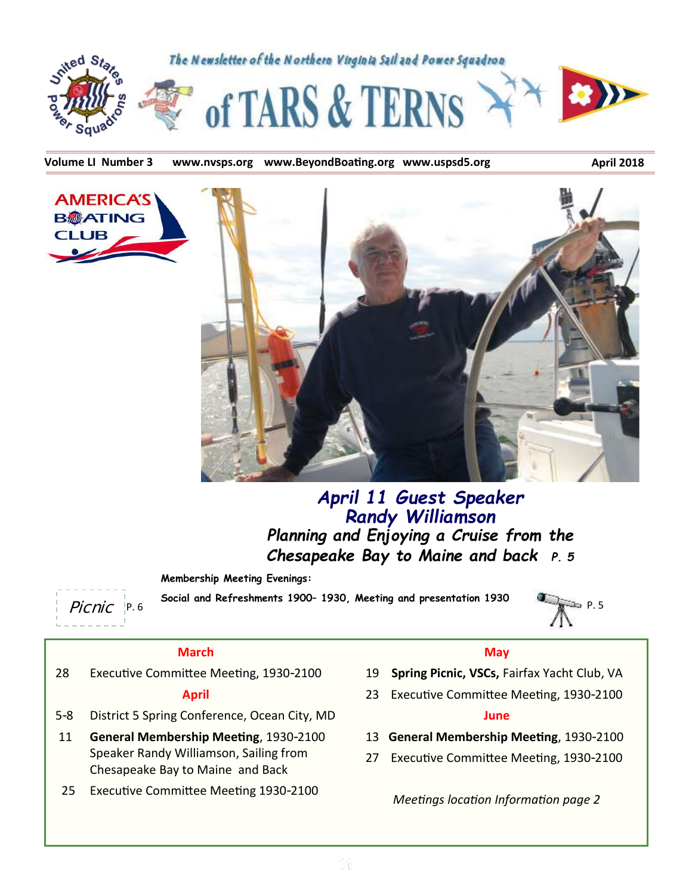The Newsletter of the Northern Virginia Sail and Power Squadron

# of TARS & TERNS

**Volume LI Number 3** **www.nvsps.org** **www.BeyondBoating.org** **www.uspsd5.org** **April 2018**

AMERICA'S BOATING CLUB

## *April 11 Guest Speaker Randy Williamson*

### *Planning and Enjoying a Cruise from the Chesapeake Bay to Maine and back* *P. 5*

**Membership Meeting Evenings:**

**Social and Refreshments 1900– 1930, Meeting and presentation 1930**

*Picnic* P. 6

P. 5

| | |
|---|---|
| **March** | |
| 28 | Executive Committee Meeting, 1930-2100 |
| **April** | |
| 5-8 | District 5 Spring Conference, Ocean City, MD |
| 11 | **General Membership Meeting**, 1930-2100 Speaker Randy Williamson, Sailing from Chesapeake Bay to Maine and Back |
| 25 | Executive Committee Meeting 1930-2100 |
| **May** | |
| 19 | **Spring Picnic, VSCs,** Fairfax Yacht Club, VA |
| 23 | Executive Committee Meeting, 1930-2100 |
| **June** | |
| 13 | **General Membership Meeting**, 1930-2100 |
| 27 | Executive Committee Meeting, 1930-2100 |

*Meetings location Information page 2*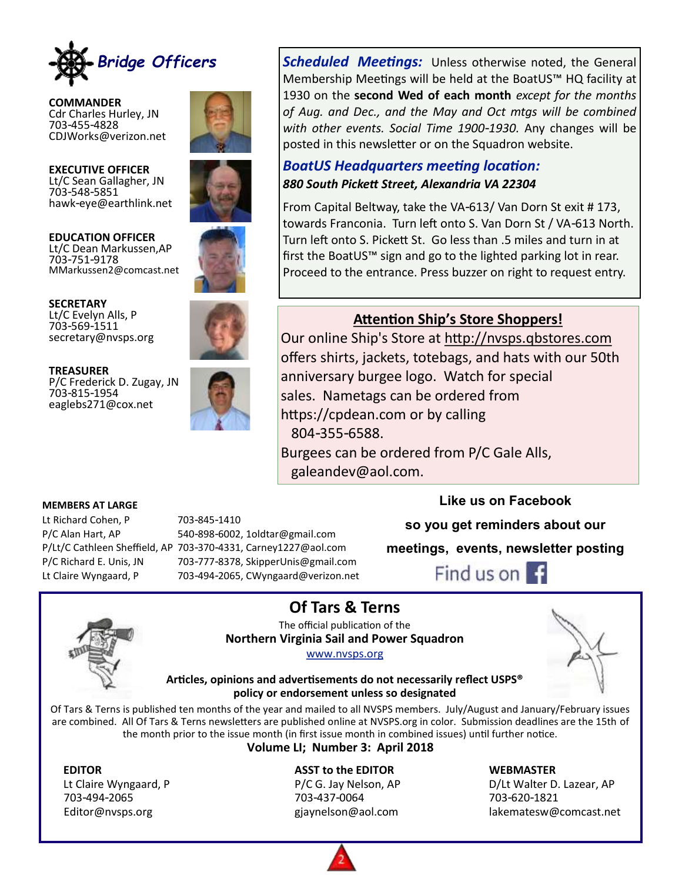## Bridge Officers

**COMMANDER**
Cdr Charles Hurley, JN
703-455-4828
CDJWorks@verizon.net

**EXECUTIVE OFFICER**
Lt/C Sean Gallagher, JN
703-548-5851
hawk-eye@earthlink.net

**EDUCATION OFFICER**
Lt/C Dean Markussen,AP
703-751-9178
MMarkussen2@comcast.net

**SECRETARY**
Lt/C Evelyn Alls, P
703-569-1511
secretary@nvsps.org

**TREASURER**
P/C Frederick D. Zugay, JN
703-815-1954
eaglebs271@cox.net

***Scheduled Meetings:*** Unless otherwise noted, the General Membership Meetings will be held at the BoatUS™ HQ facility at 1930 on the **second Wed of each month** *except for the months of Aug. and Dec., and the May and Oct mtgs will be combined with other events. Social Time 1900-1930.* Any changes will be posted in this newsletter or on the Squadron website.

***BoatUS Headquarters meeting location:***
***880 South Pickett Street, Alexandria VA 22304***

From Capital Beltway, take the VA-613/ Van Dorn St exit # 173, towards Franconia. Turn left onto S. Van Dorn St / VA-613 North. Turn left onto S. Pickett St. Go less than .5 miles and turn in at first the BoatUS™ sign and go to the lighted parking lot in rear. Proceed to the entrance. Press buzzer on right to request entry.

**Attention Ship's Store Shoppers!**

Our online Ship's Store at http://nvsps.qbstores.com offers shirts, jackets, totebags, and hats with our 50th anniversary burgee logo. Watch for special sales. Nametags can be ordered from https://cpdean.com or by calling 804-355-6588.
Burgees can be ordered from P/C Gale Alls, galeandev@aol.com.

**MEMBERS AT LARGE**

| | |
|---|---|
| Lt Richard Cohen, P | 703-845-1410 |
| P/C Alan Hart, AP | 540-898-6002, 1oldtar@gmail.com |
| P/Lt/C Cathleen Sheffield, AP | 703-370-4331, Carney1227@aol.com |
| P/C Richard E. Unis, JN | 703-777-8378, SkipperUnis@gmail.com |
| Lt Claire Wyngaard, P | 703-494-2065, CWyngaard@verizon.net |

**Like us on Facebook so you get reminders about our meetings, events, newsletter posting**

Find us on Facebook

## Of Tars & Terns

The official publication of the
**Northern Virginia Sail and Power Squadron**
www.nvsps.org

**Articles, opinions and advertisements do not necessarily reflect USPS® policy or endorsement unless so designated**

Of Tars & Terns is published ten months of the year and mailed to all NVSPS members. July/August and January/February issues are combined. All Of Tars & Terns newsletters are published online at NVSPS.org in color. Submission deadlines are the 15th of the month prior to the issue month (in first issue month in combined issues) until further notice.

**Volume LI; Number 3: April 2018**

**EDITOR**
Lt Claire Wyngaard, P
703-494-2065
Editor@nvsps.org

**ASST to the EDITOR**
P/C G. Jay Nelson, AP
703-437-0064
gjaynelson@aol.com

**WEBMASTER**
D/Lt Walter D. Lazear, AP
703-620-1821
lakematesw@comcast.net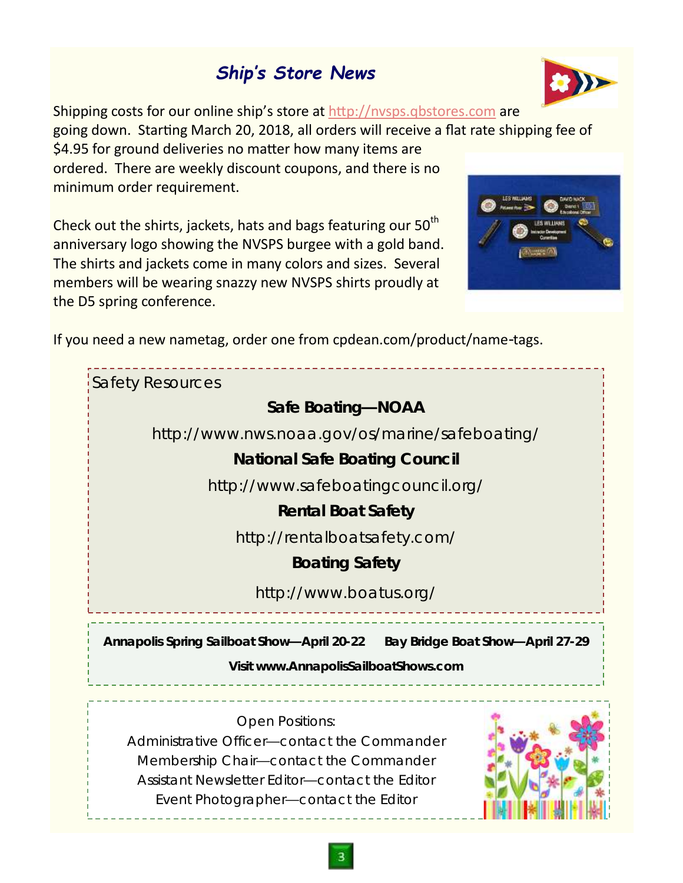## *Ship's Store News*

Shipping costs for our online ship's store at http://nvsps.qbstores.com are going down. Starting March 20, 2018, all orders will receive a flat rate shipping fee of $4.95 for ground deliveries no matter how many items are ordered. There are weekly discount coupons, and there is no minimum order requirement.

Check out the shirts, jackets, hats and bags featuring our 50th anniversary logo showing the NVSPS burgee with a gold band. The shirts and jackets come in many colors and sizes. Several members will be wearing snazzy new NVSPS shirts proudly at the D5 spring conference.

If you need a new nametag, order one from cpdean.com/product/name-tags.

Safety Resources

**Safe Boating—NOAA**

http://www.nws.noaa.gov/os/marine/safeboating/

**National Safe Boating Council**

http://www.safeboatingcouncil.org/

**Rental Boat Safety**

http://rentalboatsafety.com/

**Boating Safety**

http://www.boatus.org/

**Annapolis Spring Sailboat Show—April 20-22** **Bay Bridge Boat Show—April 27-29**

**Visit www.AnnapolisSailboatShows.com**

Open Positions:

Administrative Officer—contact the Commander
Membership Chair—contact the Commander
Assistant Newsletter Editor—contact the Editor
Event Photographer—contact the Editor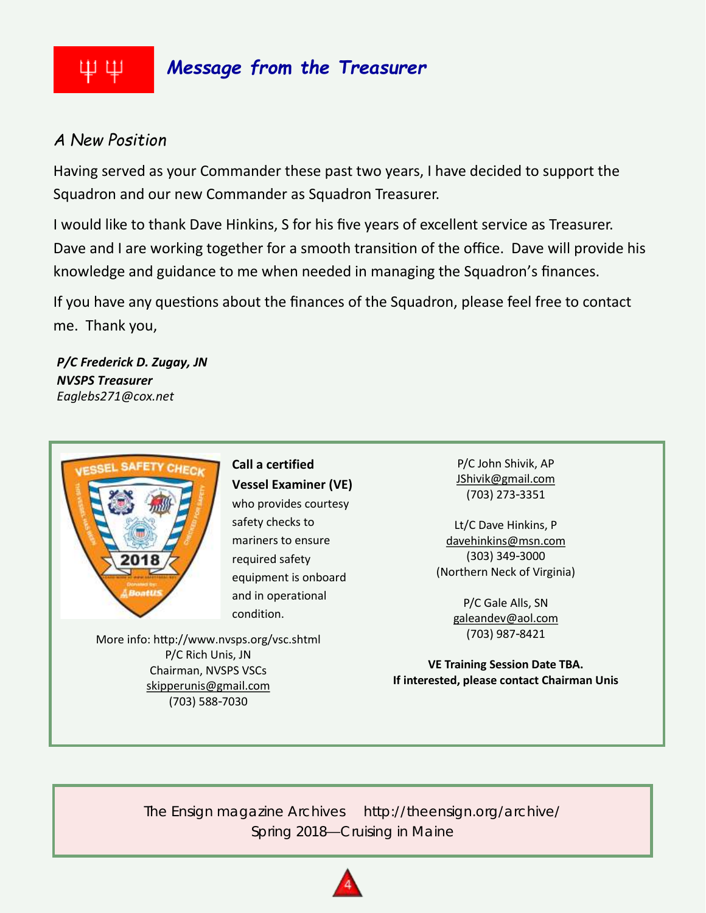## Message from the Treasurer

### A New Position

Having served as your Commander these past two years, I have decided to support the Squadron and our new Commander as Squadron Treasurer.

I would like to thank Dave Hinkins, S for his five years of excellent service as Treasurer. Dave and I are working together for a smooth transition of the office. Dave will provide his knowledge and guidance to me when needed in managing the Squadron's finances.

If you have any questions about the finances of the Squadron, please feel free to contact me. Thank you,

***P/C Frederick D. Zugay, JN***
***NVSPS Treasurer***
*Eaglebs271@cox.net*

---

**Call a certified Vessel Examiner (VE)** who provides courtesy safety checks to mariners to ensure required safety equipment is onboard and in operational condition.

More info: http://www.nvsps.org/vsc.shtml
P/C Rich Unis, JN
Chairman, NVSPS VSCs
skipperunis@gmail.com
(703) 588-7030

P/C John Shivik, AP
JShivik@gmail.com
(703) 273-3351

Lt/C Dave Hinkins, P
davehinkins@msn.com
(303) 349-3000
(Northern Neck of Virginia)

P/C Gale Alls, SN
galeandev@aol.com
(703) 987-8421

**VE Training Session Date TBA.**
**If interested, please contact Chairman Unis**

---

The Ensign magazine Archives http://theensign.org/archive/
Spring 2018—Cruising in Maine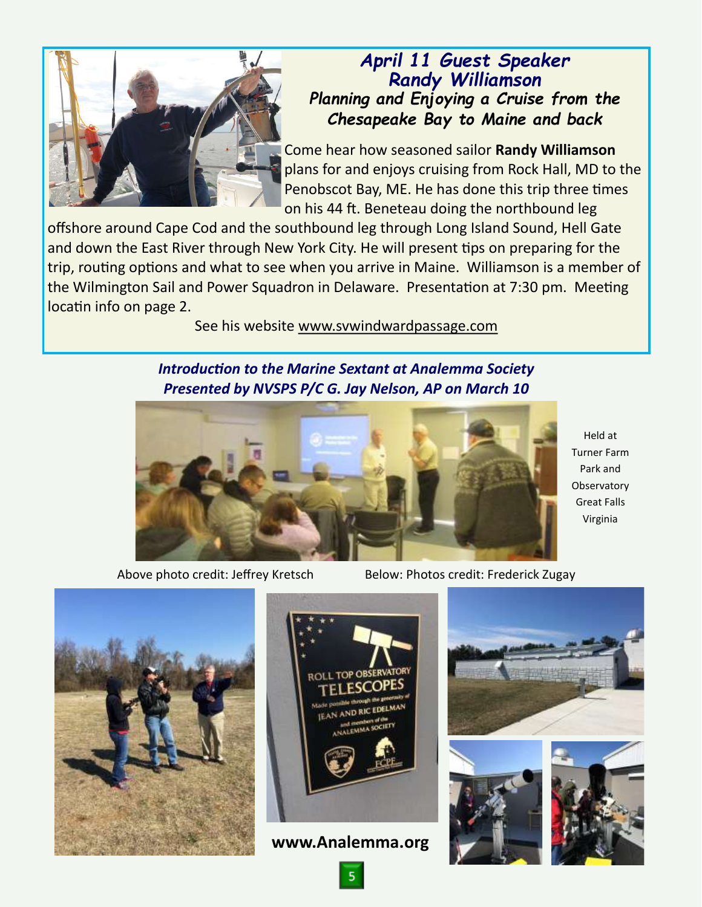## April 11 Guest Speaker
## Randy Williamson
### *Planning and Enjoying a Cruise from the Chesapeake Bay to Maine and back*

Come hear how seasoned sailor **Randy Williamson** plans for and enjoys cruising from Rock Hall, MD to the Penobscot Bay, ME. He has done this trip three times on his 44 ft. Beneteau doing the northbound leg offshore around Cape Cod and the southbound leg through Long Island Sound, Hell Gate and down the East River through New York City. He will present tips on preparing for the trip, routing options and what to see when you arrive in Maine. Williamson is a member of the Wilmington Sail and Power Squadron in Delaware. Presentation at 7:30 pm. Meeting locatin info on page 2.

See his website www.svwindwardpassage.com

### *Introduction to the Marine Sextant at Analemma Society*
### *Presented by NVSPS P/C G. Jay Nelson, AP on March 10*

Held at Turner Farm Park and Observatory Great Falls Virginia

Above photo credit: Jeffrey Kretsch

Below: Photos credit: Frederick Zugay

ROLL TOP OBSERVATORY TELESCOPES

Made possible through the generosity of JEAN AND RIC EDELMAN and members of the ANALEMMA SOCIETY

**www.Analemma.org**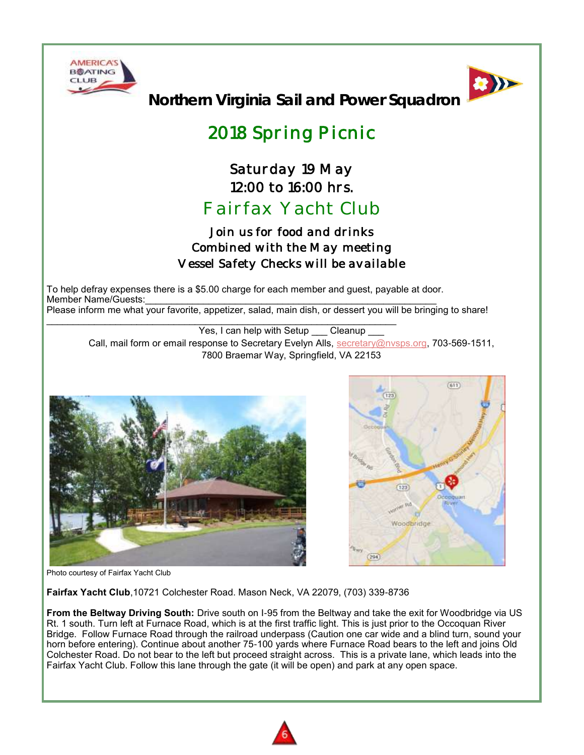# Northern Virginia Sail and Power Squadron

## 2018 Spring Picnic

### Saturday 19 May
### 12:00 to 16:00 hrs.

## Fairfax Yacht Club

### Join us for food and drinks
### Combined with the May meeting
### Vessel Safety Checks will be available

To help defray expenses there is a $5.00 charge for each member and guest, payable at door.
Member Name/Guests:______________________________________________________________
Please inform me what your favorite, appetizer, salad, main dish, or dessert you will be bringing to share!
______________________________________________________________________

Yes, I can help with Setup ___ Cleanup ___

Call, mail form or email response to Secretary Evelyn Alls, secretary@nvsps.org, 703-569-1511, 7800 Braemar Way, Springfield, VA 22153

Photo courtesy of Fairfax Yacht Club

**Fairfax Yacht Club**,10721 Colchester Road. Mason Neck, VA 22079, (703) 339-8736

**From the Beltway Driving South:** Drive south on I-95 from the Beltway and take the exit for Woodbridge via US Rt. 1 south. Turn left at Furnace Road, which is at the first traffic light. This is just prior to the Occoquan River Bridge. Follow Furnace Road through the railroad underpass (Caution one car wide and a blind turn, sound your horn before entering). Continue about another 75-100 yards where Furnace Road bears to the left and joins Old Colchester Road. Do not bear to the left but proceed straight across. This is a private lane, which leads into the Fairfax Yacht Club. Follow this lane through the gate (it will be open) and park at any open space.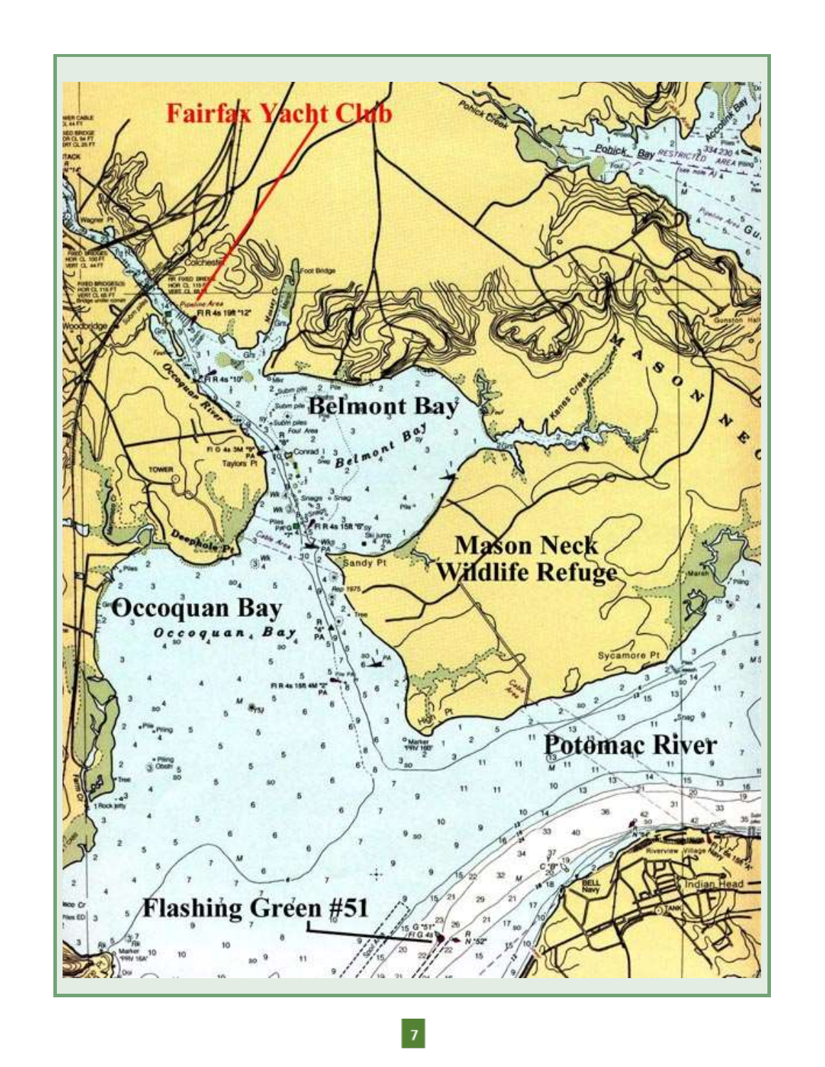Fairfax Yacht Club

Belmont Bay

Mason Neck Wildlife Refuge

Occoquan Bay

Potomac River

Flashing Green #51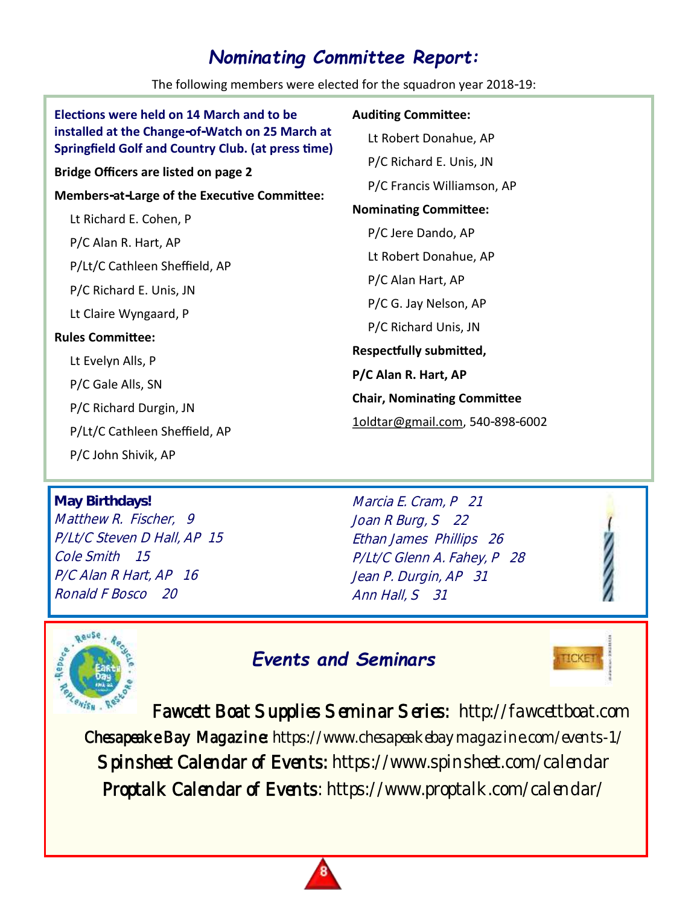## *Nominating Committee Report:*

The following members were elected for the squadron year 2018-19:

**Elections were held on 14 March and to be installed at the Change-of-Watch on 25 March at Springfield Golf and Country Club. (at press time)**

**Bridge Officers are listed on page 2**

**Members-at-Large of the Executive Committee:**

Lt Richard E. Cohen, P
P/C Alan R. Hart, AP
P/Lt/C Cathleen Sheffield, AP
P/C Richard E. Unis, JN
Lt Claire Wyngaard, P

**Rules Committee:**

Lt Evelyn Alls, P
P/C Gale Alls, SN
P/C Richard Durgin, JN
P/Lt/C Cathleen Sheffield, AP
P/C John Shivik, AP

**Auditing Committee:**

Lt Robert Donahue, AP
P/C Richard E. Unis, JN
P/C Francis Williamson, AP

**Nominating Committee:**

P/C Jere Dando, AP
Lt Robert Donahue, AP
P/C Alan Hart, AP
P/C G. Jay Nelson, AP
P/C Richard Unis, JN

**Respectfully submitted,**

**P/C Alan R. Hart, AP**

**Chair, Nominating Committee**

1oldtar@gmail.com, 540-898-6002

**May Birthdays!**

*Matthew R. Fischer, 9*
*P/Lt/C Steven D Hall, AP 15*
*Cole Smith 15*
*P/C Alan R Hart, AP 16*
*Ronald F Bosco 20*
*Marcia E. Cram, P 21*
*Joan R Burg, S 22*
*Ethan James Phillips 26*
*P/Lt/C Glenn A. Fahey, P 28*
*Jean P. Durgin, AP 31*
*Ann Hall, S 31*

## *Events and Seminars*

Fawcett Boat Supplies Seminar Series: http://fawcettboat.com

Chesapeake Bay Magazine: https://www.chesapeakebaymagazine.com/events-1/

Spinsheet Calendar of Events: https://www.spinsheet.com/calendar

Proptalk Calendar of Events: https://www.proptalk.com/calendar/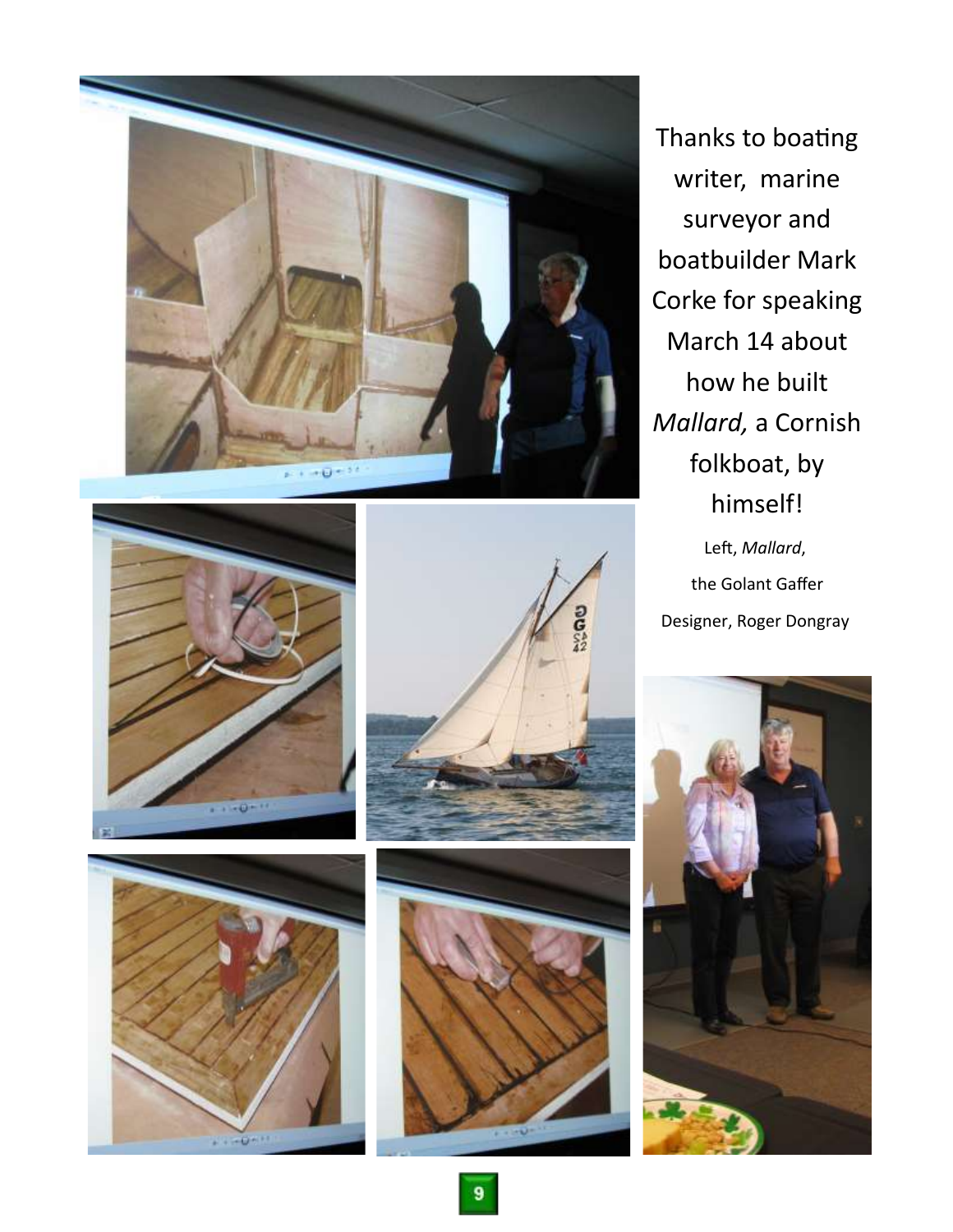Thanks to boating writer, marine surveyor and boatbuilder Mark Corke for speaking March 14 about how he built *Mallard,* a Cornish folkboat, by himself!

Left, *Mallard*,

the Golant Gaffer

Designer, Roger Dongray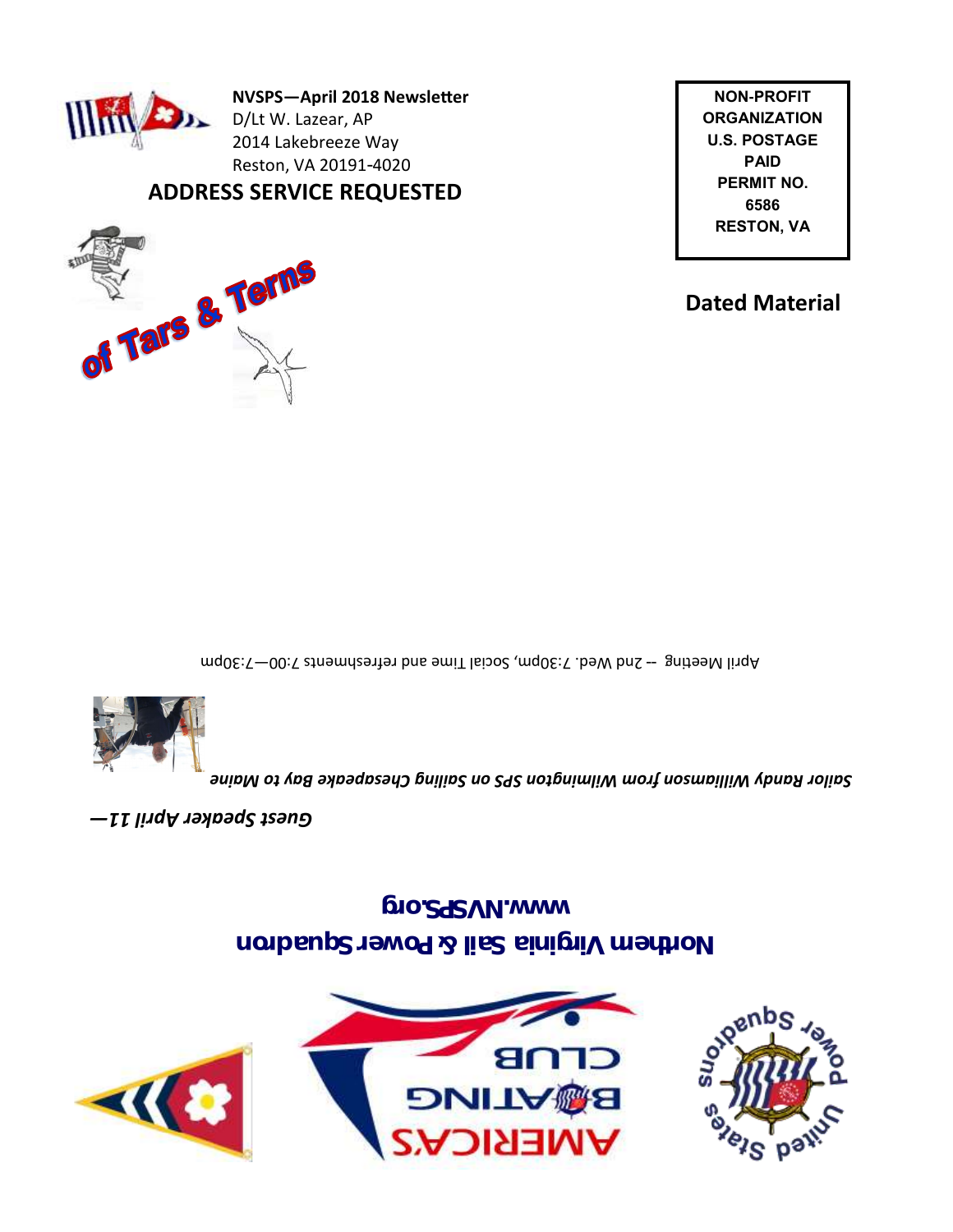**NVSPS—April 2018 Newsletter**
D/Lt W. Lazear, AP
2014 Lakebreeze Way
Reston, VA 20191-4020

**ADDRESS SERVICE REQUESTED**

NON-PROFIT ORGANIZATION
U.S. POSTAGE PAID
PERMIT NO. 6586
RESTON, VA

**Dated Material**

of Tars & Terns

April Meeting -- 2nd Wed. 7:30pm, Social Time and refreshments 7:00—7:30pm

***Sailor Randy Williamson from Wilmington SPS on Sailing Chesapeake Bay to Maine***

***Guest Speaker April 11—***

**Northern Virginia Sail & Power Squadron**
**www.NVSPS.org**